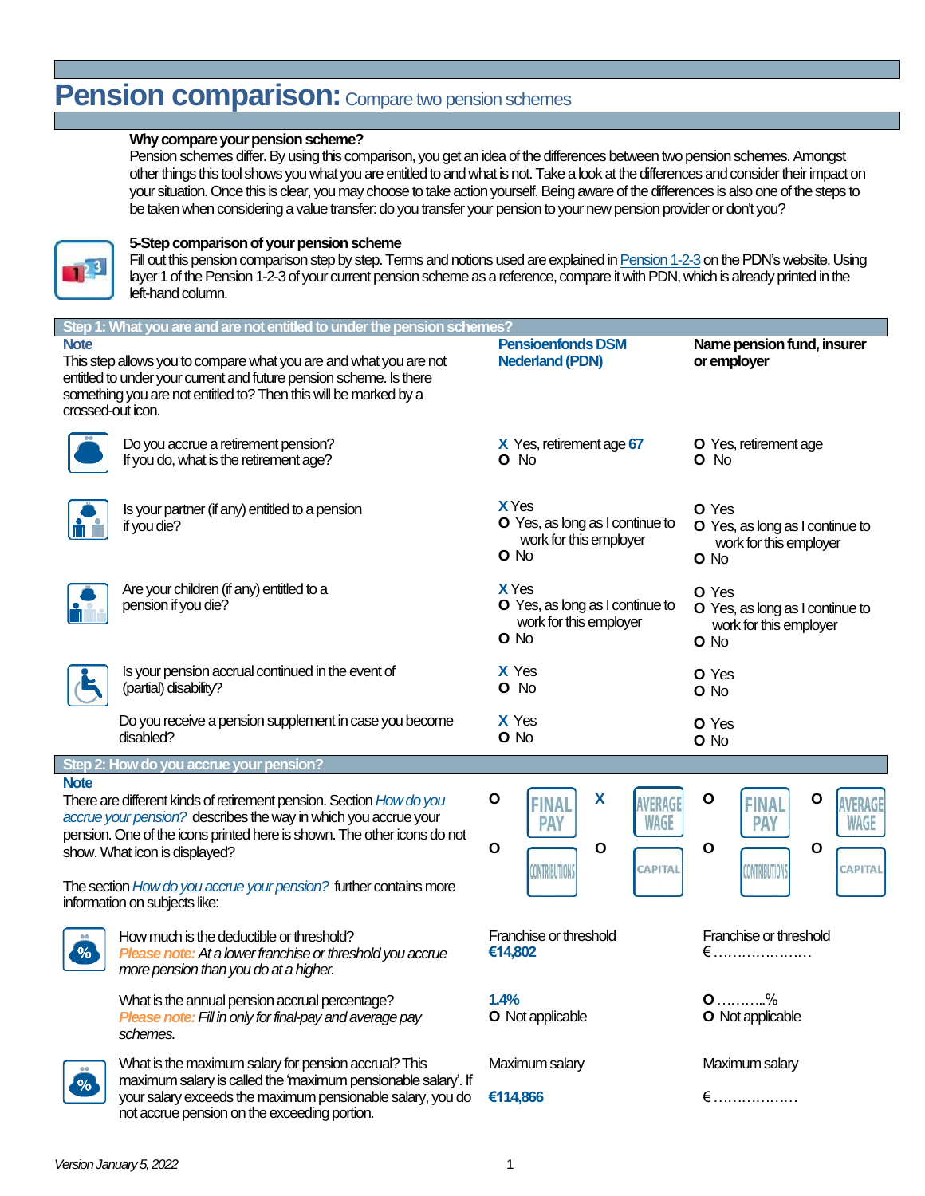# Pension comparison: Compare two pension schemes

**Why compare your pension scheme?**
Pension schemes differ. By using this comparison, you get an idea of the differences between two pension schemes. Amongst other things this tool shows you what you are entitled to and what is not. Take a look at the differences and consider their impact on your situation. Once this is clear, you may choose to take action yourself. Being aware of the differences is also one of the steps to be taken when considering a value transfer: do you transfer your pension to your new pension provider or don't you?

**5-Step comparison of your pension scheme**
Fill out this pension comparison step by step. Terms and notions used are explained in Pension 1-2-3 on the PDN's website. Using layer 1 of the Pension 1-2-3 of your current pension scheme as a reference, compare it with PDN, which is already printed in the left-hand column.

## Step 1: What you are and are not entitled to under the pension schemes?

| **Note** This step allows you to compare what you are and what you are not entitled to under your current and future pension scheme. Is there something you are not entitled to? Then this will be marked by a crossed-out icon. | **Pensioenfonds DSM Nederland (PDN)** | **Name pension fund, insurer or employer** |
|---|---|---|
| Do you accrue a retirement pension? If you do, what is the retirement age? | **X** Yes, retirement age **67**<br>**O** No | **O** Yes, retirement age<br>**O** No |
| Is your partner (if any) entitled to a pension if you die? | **X** Yes<br>**O** Yes, as long as I continue to work for this employer<br>**O** No | **O** Yes<br>**O** Yes, as long as I continue to work for this employer<br>**O** No |
| Are your children (if any) entitled to a pension if you die? | **X** Yes<br>**O** Yes, as long as I continue to work for this employer<br>**O** No | **O** Yes<br>**O** Yes, as long as I continue to work for this employer<br>**O** No |
| Is your pension accrual continued in the event of (partial) disability? | **X** Yes<br>**O** No | **O** Yes<br>**O** No |
| Do you receive a pension supplement in case you become disabled? | **X** Yes<br>**O** No | **O** Yes<br>**O** No |

## Step 2: How do you accrue your pension?

| **Note** There are different kinds of retirement pension. Section *How do you accrue your pension?* describes the way in which you accrue your pension. One of the icons printed here is shown. The other icons do not show. What icon is displayed?<br><br>The section *How do you accrue your pension?* further contains more information on subjects like: | **O** FINAL PAY **X** AVERAGE WAGE<br>**O** CONTRIBUTIONS **O** CAPITAL | **O** FINAL PAY **O** AVERAGE WAGE<br>**O** CONTRIBUTIONS **O** CAPITAL |
|---|---|---|
| How much is the deductible or threshold?<br>*Please note: At a lower franchise or threshold you accrue more pension than you do at a higher.* | Franchise or threshold<br>**€14,802** | Franchise or threshold<br>€ ………………… |
| What is the annual pension accrual percentage?<br>*Please note: Fill in only for final-pay and average pay schemes.* | **1.4%**<br>**O** Not applicable | **O** ………..%<br>**O** Not applicable |
| What is the maximum salary for pension accrual? This maximum salary is called the 'maximum pensionable salary'. If your salary exceeds the maximum pensionable salary, you do not accrue pension on the exceeding portion. | Maximum salary<br>**€114,866** | Maximum salary<br>€ ……………… |

*Version January 5, 2022*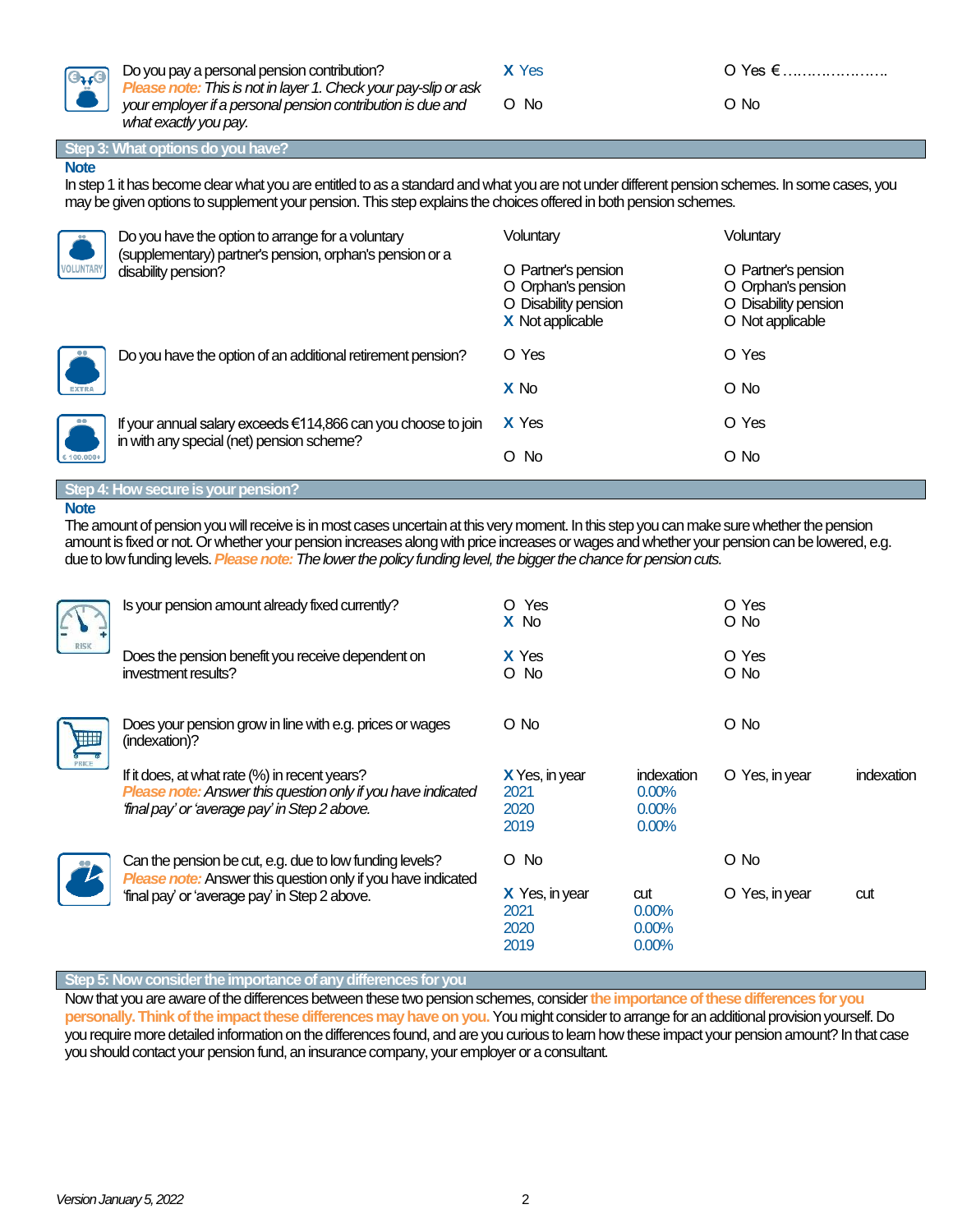| | | |
|---|---|---|
| Do you pay a personal pension contribution? *Please note: This is not in layer 1. Check your pay-slip or ask your employer if a personal pension contribution is due and what exactly you pay.* | X Yes<br>O No | O Yes € …………………..<br>O No |

## Step 3: What options do you have?

**Note**

In step 1 it has become clear what you are entitled to as a standard and what you are not under different pension schemes. In some cases, you may be given options to supplement your pension. This step explains the choices offered in both pension schemes.

| | | |
|---|---|---|
| Do you have the option to arrange for a voluntary (supplementary) partner's pension, orphan's pension or a disability pension? | Voluntary<br>O Partner's pension<br>O Orphan's pension<br>O Disability pension<br>X Not applicable | Voluntary<br>O Partner's pension<br>O Orphan's pension<br>O Disability pension<br>O Not applicable |
| Do you have the option of an additional retirement pension? | O Yes<br>X No | O Yes<br>O No |
| If your annual salary exceeds €114,866 can you choose to join in with any special (net) pension scheme? | X Yes<br>O No | O Yes<br>O No |

## Step 4: How secure is your pension?

**Note**

The amount of pension you will receive is in most cases uncertain at this very moment. In this step you can make sure whether the pension amount is fixed or not. Or whether your pension increases along with price increases or wages and whether your pension can be lowered, e.g. due to low funding levels. *Please note: The lower the policy funding level, the bigger the chance for pension cuts.*

| | | | | |
|---|---|---|---|---|
| Is your pension amount already fixed currently? | O Yes<br>X No | | O Yes<br>O No | |
| Does the pension benefit you receive dependent on investment results? | X Yes<br>O No | | O Yes<br>O No | |
| Does your pension grow in line with e.g. prices or wages (indexation)? | O No | | O No | |
| If it does, at what rate (%) in recent years? *Please note: Answer this question only if you have indicated 'final pay' or 'average pay' in Step 2 above.* | X Yes, in year<br>2021<br>2020<br>2019 | indexation<br>0.00%<br>0.00%<br>0.00% | O Yes, in year | indexation |
| Can the pension be cut, e.g. due to low funding levels? *Please note:* Answer this question only if you have indicated 'final pay' or 'average pay' in Step 2 above. | O No<br>X Yes, in year<br>2021<br>2020<br>2019 | cut<br>0.00%<br>0.00%<br>0.00% | O No<br>O Yes, in year | cut |

## Step 5: Now consider the importance of any differences for you

Now that you are aware of the differences between these two pension schemes, consider **the importance of these differences for you personally. Think of the impact these differences may have on you.** You might consider to arrange for an additional provision yourself. Do you require more detailed information on the differences found, and are you curious to learn how these impact your pension amount? In that case you should contact your pension fund, an insurance company, your employer or a consultant.

*Version January 5, 2022*